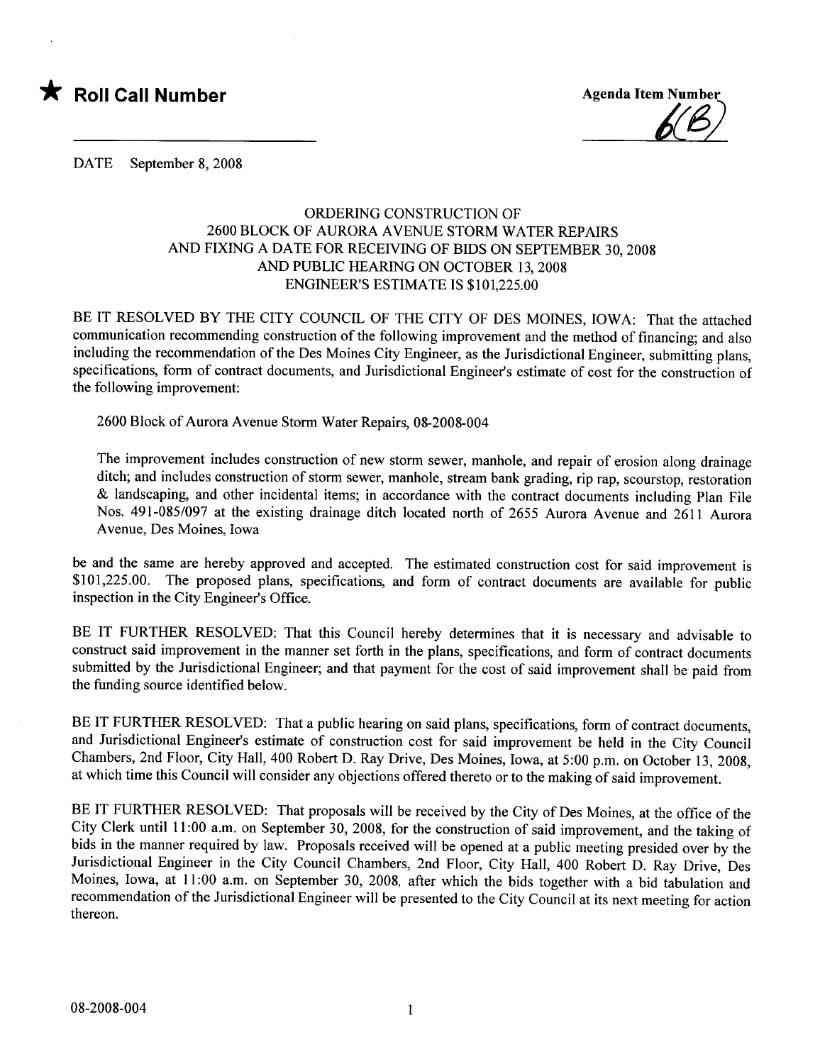★ **Roll Call Number**

Agenda Item Number 6(B)

DATE September 8, 2008

ORDERING CONSTRUCTION OF
2600 BLOCK OF AURORA AVENUE STORM WATER REPAIRS
AND FIXING A DATE FOR RECEIVING OF BIDS ON SEPTEMBER 30, 2008
AND PUBLIC HEARING ON OCTOBER 13, 2008
ENGINEER'S ESTIMATE IS $101,225.00

BE IT RESOLVED BY THE CITY COUNCIL OF THE CITY OF DES MOINES, IOWA: That the attached communication recommending construction of the following improvement and the method of financing; and also including the recommendation of the Des Moines City Engineer, as the Jurisdictional Engineer, submitting plans, specifications, form of contract documents, and Jurisdictional Engineer's estimate of cost for the construction of the following improvement:

2600 Block of Aurora Avenue Storm Water Repairs, 08-2008-004

The improvement includes construction of new storm sewer, manhole, and repair of erosion along drainage ditch; and includes construction of storm sewer, manhole, stream bank grading, rip rap, scourstop, restoration & landscaping, and other incidental items; in accordance with the contract documents including Plan File Nos. 491-085/097 at the existing drainage ditch located north of 2655 Aurora Avenue and 2611 Aurora Avenue, Des Moines, Iowa

be and the same are hereby approved and accepted. The estimated construction cost for said improvement is $101,225.00. The proposed plans, specifications, and form of contract documents are available for public inspection in the City Engineer's Office.

BE IT FURTHER RESOLVED: That this Council hereby determines that it is necessary and advisable to construct said improvement in the manner set forth in the plans, specifications, and form of contract documents submitted by the Jurisdictional Engineer; and that payment for the cost of said improvement shall be paid from the funding source identified below.

BE IT FURTHER RESOLVED: That a public hearing on said plans, specifications, form of contract documents, and Jurisdictional Engineer's estimate of construction cost for said improvement be held in the City Council Chambers, 2nd Floor, City Hall, 400 Robert D. Ray Drive, Des Moines, Iowa, at 5:00 p.m. on October 13, 2008, at which time this Council will consider any objections offered thereto or to the making of said improvement.

BE IT FURTHER RESOLVED: That proposals will be received by the City of Des Moines, at the office of the City Clerk until 11:00 a.m. on September 30, 2008, for the construction of said improvement, and the taking of bids in the manner required by law. Proposals received will be opened at a public meeting presided over by the Jurisdictional Engineer in the City Council Chambers, 2nd Floor, City Hall, 400 Robert D. Ray Drive, Des Moines, Iowa, at 11:00 a.m. on September 30, 2008, after which the bids together with a bid tabulation and recommendation of the Jurisdictional Engineer will be presented to the City Council at its next meeting for action thereon.

08-2008-004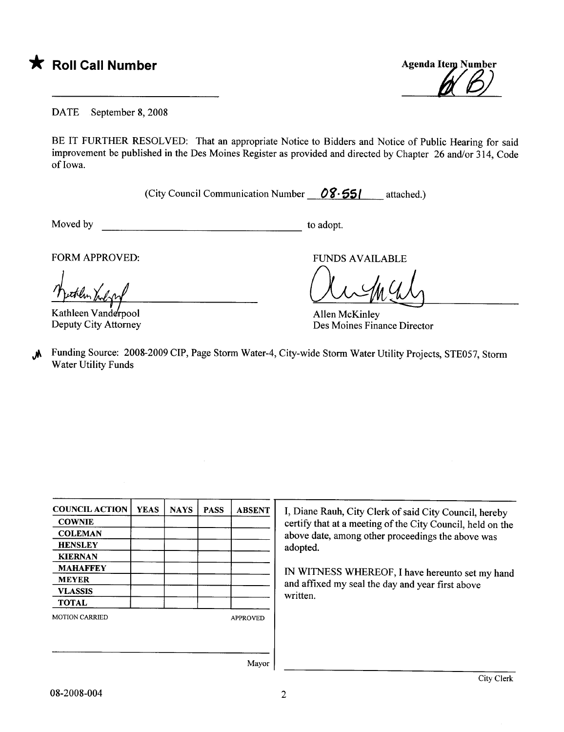★ **Roll Call Number**

Agenda Item Number

6(B)

DATE September 8, 2008

BE IT FURTHER RESOLVED: That an appropriate Notice to Bidders and Notice of Public Hearing for said improvement be published in the Des Moines Register as provided and directed by Chapter 26 and/or 314, Code of Iowa.

(City Council Communication Number 08-551 attached.)

Moved by \_\_\_\_\_\_\_\_\_\_\_\_\_\_\_\_\_\_\_\_\_\_\_\_\_\_\_\_\_\_ to adopt.

FORM APPROVED:

Kathleen Vanderpool
Deputy City Attorney

FUNDS AVAILABLE

Allen McKinley
Des Moines Finance Director

Funding Source: 2008-2009 CIP, Page Storm Water-4, City-wide Storm Water Utility Projects, STE057, Storm Water Utility Funds

| COUNCIL ACTION | YEAS | NAYS | PASS | ABSENT |
|---|---|---|---|---|
| COWNIE | | | | |
| COLEMAN | | | | |
| HENSLEY | | | | |
| KIERNAN | | | | |
| MAHAFFEY | | | | |
| MEYER | | | | |
| VLASSIS | | | | |
| TOTAL | | | | |

MOTION CARRIED APPROVED

\_\_\_\_\_\_\_\_\_\_\_\_\_\_\_\_\_\_\_\_\_\_\_\_\_\_\_\_\_\_ Mayor

I, Diane Rauh, City Clerk of said City Council, hereby certify that at a meeting of the City Council, held on the above date, among other proceedings the above was adopted.

IN WITNESS WHEREOF, I have hereunto set my hand and affixed my seal the day and year first above written.

\_\_\_\_\_\_\_\_\_\_\_\_\_\_\_\_\_\_\_\_\_\_\_\_\_\_\_\_\_\_ City Clerk

08-2008-004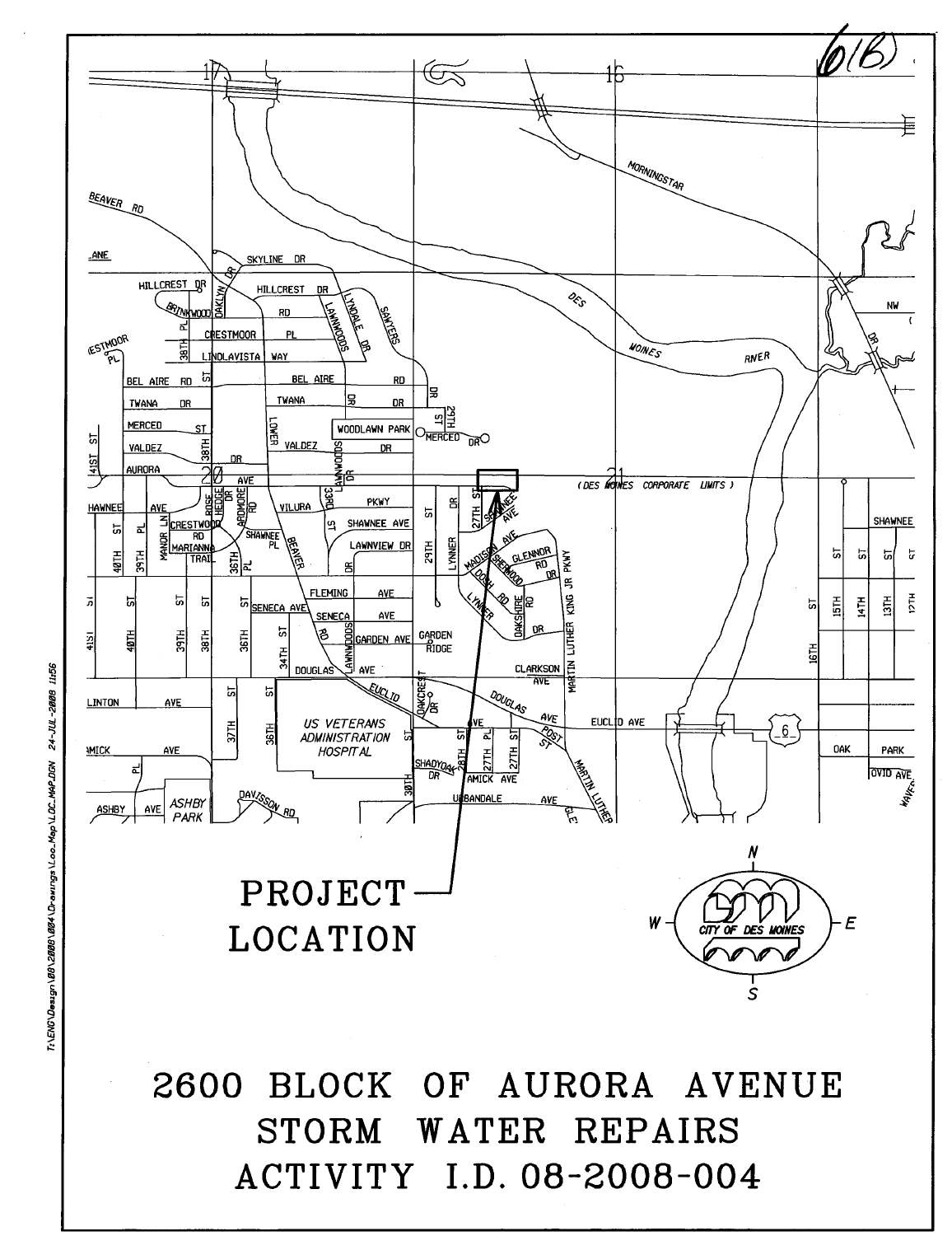6(B)

PROJECT LOCATION

# 2600 BLOCK OF AURORA AVENUE STORM WATER REPAIRS ACTIVITY I.D. 08-2008-004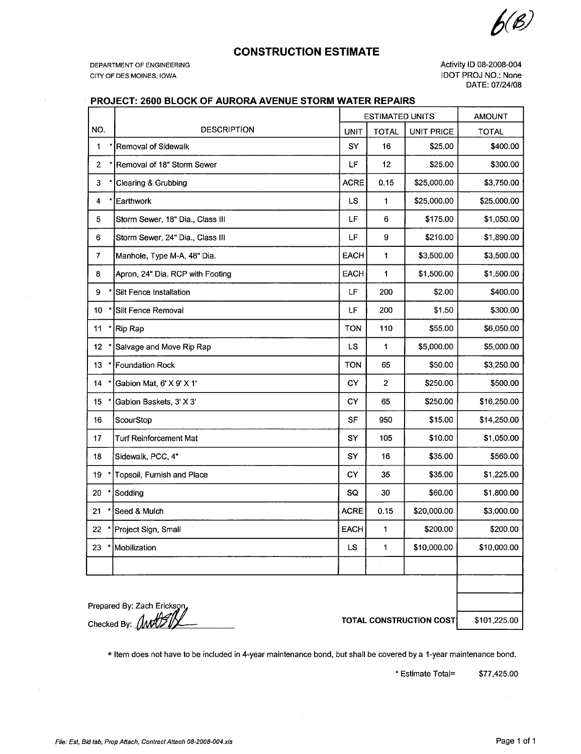6(B)

## CONSTRUCTION ESTIMATE

DEPARTMENT OF ENGINEERING
CITY OF DES MOINES, IOWA

Activity ID 08-2008-004
IDOT PROJ NO.: None
DATE: 07/24/08

### PROJECT: 2600 BLOCK OF AURORA AVENUE STORM WATER REPAIRS

| NO. | DESCRIPTION | ESTIMATED UNITS | | | AMOUNT |
|---|---|---|---|---|---|
| | | UNIT | TOTAL | UNIT PRICE | TOTAL |
| 1 * | Removal of Sidewalk | SY | 16 | $25.00 | $400.00 |
| 2 * | Removal of 18" Storm Sewer | LF | 12 | $25.00 | $300.00 |
| 3 * | Clearing & Grubbing | ACRE | 0.15 | $25,000.00 | $3,750.00 |
| 4 * | Earthwork | LS | 1 | $25,000.00 | $25,000.00 |
| 5 | Storm Sewer, 18" Dia., Class III | LF | 6 | $175.00 | $1,050.00 |
| 6 | Storm Sewer, 24" Dia., Class III | LF | 9 | $210.00 | $1,890.00 |
| 7 | Manhole, Type M-A, 48" Dia. | EACH | 1 | $3,500.00 | $3,500.00 |
| 8 | Apron, 24" Dia. RCP with Footing | EACH | 1 | $1,500.00 | $1,500.00 |
| 9 * | Silt Fence Installation | LF | 200 | $2.00 | $400.00 |
| 10 * | Silt Fence Removal | LF | 200 | $1.50 | $300.00 |
| 11 * | Rip Rap | TON | 110 | $55.00 | $6,050.00 |
| 12 * | Salvage and Move Rip Rap | LS | 1 | $5,000.00 | $5,000.00 |
| 13 * | Foundation Rock | TON | 65 | $50.00 | $3,250.00 |
| 14 * | Gabion Mat, 6' X 9' X 1' | CY | 2 | $250.00 | $500.00 |
| 15 * | Gabion Baskets, 3' X 3' | CY | 65 | $250.00 | $16,250.00 |
| 16 | ScourStop | SF | 950 | $15.00 | $14,250.00 |
| 17 | Turf Reinforcement Mat | SY | 105 | $10.00 | $1,050.00 |
| 18 | Sidewalk, PCC, 4" | SY | 16 | $35.00 | $560.00 |
| 19 * | Topsoil, Furnish and Place | CY | 35 | $35.00 | $1,225.00 |
| 20 * | Sodding | SQ | 30 | $60.00 | $1,800.00 |
| 21 * | Seed & Mulch | ACRE | 0.15 | $20,000.00 | $3,000.00 |
| 22 * | Project Sign, Small | EACH | 1 | $200.00 | $200.00 |
| 23 * | Mobilization | LS | 1 | $10,000.00 | $10,000.00 |
| | | | | | |
| | | | | TOTAL CONSTRUCTION COST | $101,225.00 |

Prepared By: Zach Erickson
Checked By: [signature]

\* Item does not have to be included in 4-year maintenance bond, but shall be covered by a 1-year maintenance bond.

\* Estimate Total= $77,425.00

*File: Est, Bid tab, Prop Attach, Contract Attach 08-2008-004.xls*